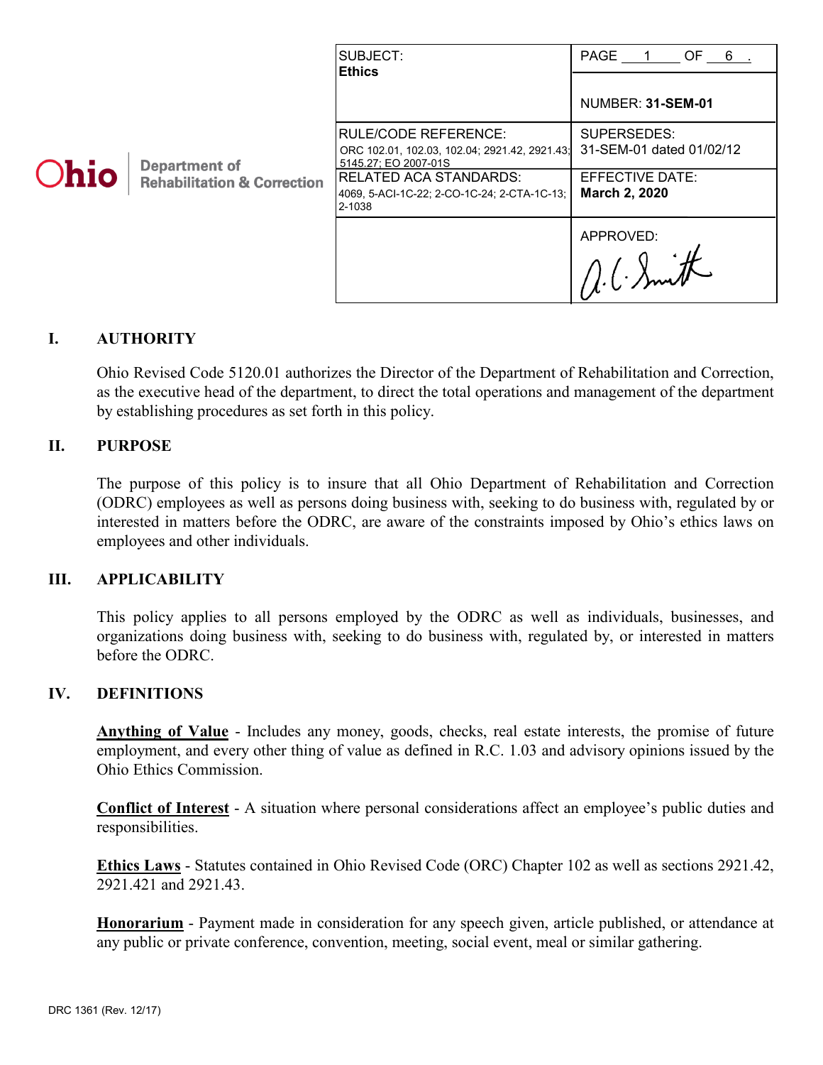Ohio | Department of Rehabilitation & Correction

| SUBJECT: **Ethics** | PAGE 1 OF 6 . NUMBER: **31-SEM-01** |
|---|---|
| RULE/CODE REFERENCE: ORC 102.01, 102.03, 102.04; 2921.42, 2921.43; 5145.27; EO 2007-01S | SUPERSEDES: 31-SEM-01 dated 01/02/12 |
| RELATED ACA STANDARDS: 4069, 5-ACI-1C-22; 2-CO-1C-24; 2-CTA-1C-13; 2-1038 | EFFECTIVE DATE: **March 2, 2020** |
| | APPROVED: A. C. Smith |

## I. AUTHORITY

Ohio Revised Code 5120.01 authorizes the Director of the Department of Rehabilitation and Correction, as the executive head of the department, to direct the total operations and management of the department by establishing procedures as set forth in this policy.

## II. PURPOSE

The purpose of this policy is to insure that all Ohio Department of Rehabilitation and Correction (ODRC) employees as well as persons doing business with, seeking to do business with, regulated by or interested in matters before the ODRC, are aware of the constraints imposed by Ohio's ethics laws on employees and other individuals.

## III. APPLICABILITY

This policy applies to all persons employed by the ODRC as well as individuals, businesses, and organizations doing business with, seeking to do business with, regulated by, or interested in matters before the ODRC.

## IV. DEFINITIONS

**Anything of Value** - Includes any money, goods, checks, real estate interests, the promise of future employment, and every other thing of value as defined in R.C. 1.03 and advisory opinions issued by the Ohio Ethics Commission.

**Conflict of Interest** - A situation where personal considerations affect an employee's public duties and responsibilities.

**Ethics Laws** - Statutes contained in Ohio Revised Code (ORC) Chapter 102 as well as sections 2921.42, 2921.421 and 2921.43.

**Honorarium** - Payment made in consideration for any speech given, article published, or attendance at any public or private conference, convention, meeting, social event, meal or similar gathering.

DRC 1361 (Rev. 12/17)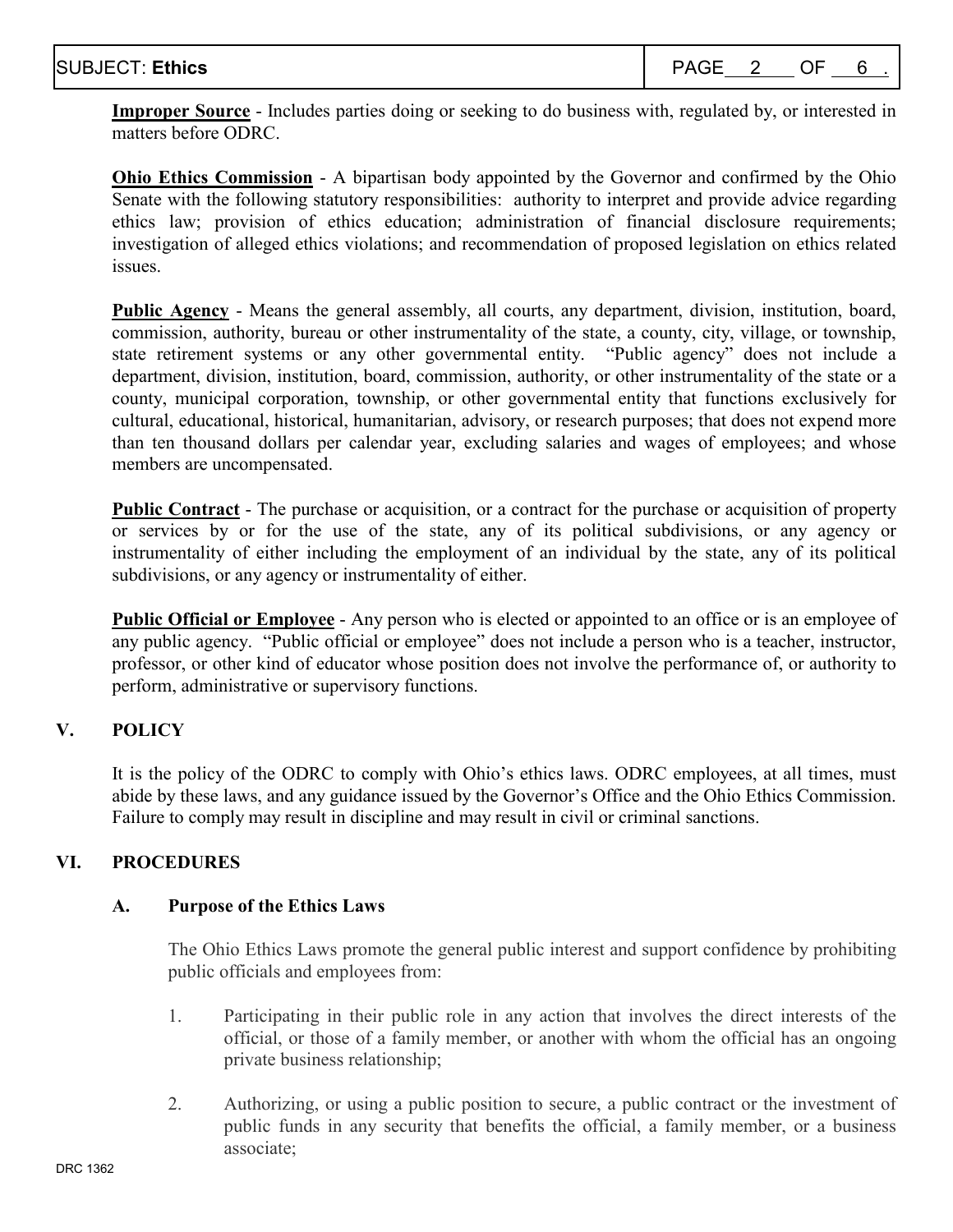**Improper Source** - Includes parties doing or seeking to do business with, regulated by, or interested in matters before ODRC.

**Ohio Ethics Commission** - A bipartisan body appointed by the Governor and confirmed by the Ohio Senate with the following statutory responsibilities: authority to interpret and provide advice regarding ethics law; provision of ethics education; administration of financial disclosure requirements; investigation of alleged ethics violations; and recommendation of proposed legislation on ethics related issues.

**Public Agency** - Means the general assembly, all courts, any department, division, institution, board, commission, authority, bureau or other instrumentality of the state, a county, city, village, or township, state retirement systems or any other governmental entity. "Public agency" does not include a department, division, institution, board, commission, authority, or other instrumentality of the state or a county, municipal corporation, township, or other governmental entity that functions exclusively for cultural, educational, historical, humanitarian, advisory, or research purposes; that does not expend more than ten thousand dollars per calendar year, excluding salaries and wages of employees; and whose members are uncompensated.

**Public Contract** - The purchase or acquisition, or a contract for the purchase or acquisition of property or services by or for the use of the state, any of its political subdivisions, or any agency or instrumentality of either including the employment of an individual by the state, any of its political subdivisions, or any agency or instrumentality of either.

**Public Official or Employee** - Any person who is elected or appointed to an office or is an employee of any public agency. "Public official or employee" does not include a person who is a teacher, instructor, professor, or other kind of educator whose position does not involve the performance of, or authority to perform, administrative or supervisory functions.

## V. POLICY

It is the policy of the ODRC to comply with Ohio's ethics laws. ODRC employees, at all times, must abide by these laws, and any guidance issued by the Governor's Office and the Ohio Ethics Commission. Failure to comply may result in discipline and may result in civil or criminal sanctions.

## VI. PROCEDURES

### A. Purpose of the Ethics Laws

The Ohio Ethics Laws promote the general public interest and support confidence by prohibiting public officials and employees from:

1. Participating in their public role in any action that involves the direct interests of the official, or those of a family member, or another with whom the official has an ongoing private business relationship;

2. Authorizing, or using a public position to secure, a public contract or the investment of public funds in any security that benefits the official, a family member, or a business associate;

DRC 1362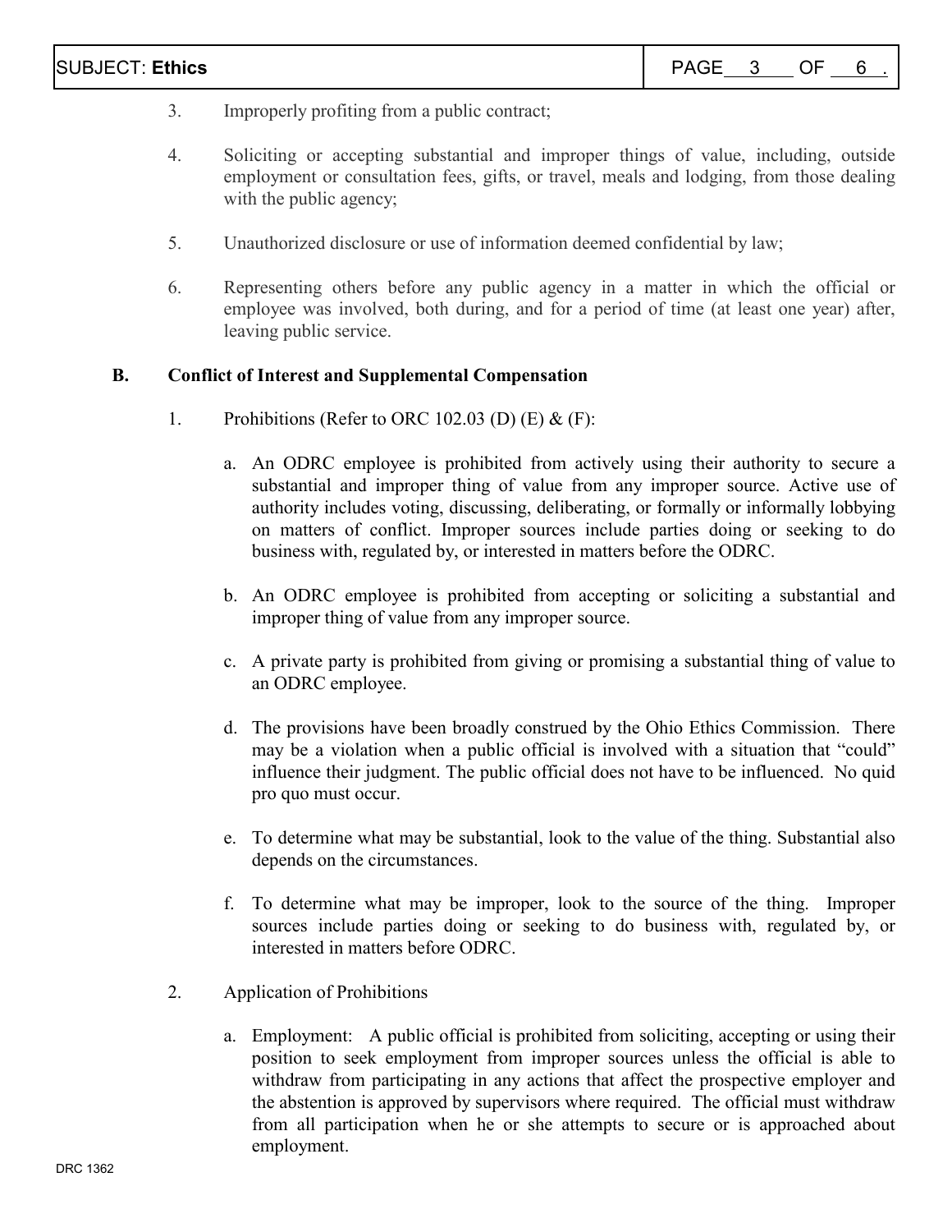3. Improperly profiting from a public contract;

4. Soliciting or accepting substantial and improper things of value, including, outside employment or consultation fees, gifts, or travel, meals and lodging, from those dealing with the public agency;

5. Unauthorized disclosure or use of information deemed confidential by law;

6. Representing others before any public agency in a matter in which the official or employee was involved, both during, and for a period of time (at least one year) after, leaving public service.

**B. Conflict of Interest and Supplemental Compensation**

1. Prohibitions (Refer to ORC 102.03 (D) (E) & (F):

   a. An ODRC employee is prohibited from actively using their authority to secure a substantial and improper thing of value from any improper source. Active use of authority includes voting, discussing, deliberating, or formally or informally lobbying on matters of conflict. Improper sources include parties doing or seeking to do business with, regulated by, or interested in matters before the ODRC.

   b. An ODRC employee is prohibited from accepting or soliciting a substantial and improper thing of value from any improper source.

   c. A private party is prohibited from giving or promising a substantial thing of value to an ODRC employee.

   d. The provisions have been broadly construed by the Ohio Ethics Commission. There may be a violation when a public official is involved with a situation that "could" influence their judgment. The public official does not have to be influenced. No quid pro quo must occur.

   e. To determine what may be substantial, look to the value of the thing. Substantial also depends on the circumstances.

   f. To determine what may be improper, look to the source of the thing. Improper sources include parties doing or seeking to do business with, regulated by, or interested in matters before ODRC.

2. Application of Prohibitions

   a. Employment: A public official is prohibited from soliciting, accepting or using their position to seek employment from improper sources unless the official is able to withdraw from participating in any actions that affect the prospective employer and the abstention is approved by supervisors where required. The official must withdraw from all participation when he or she attempts to secure or is approached about employment.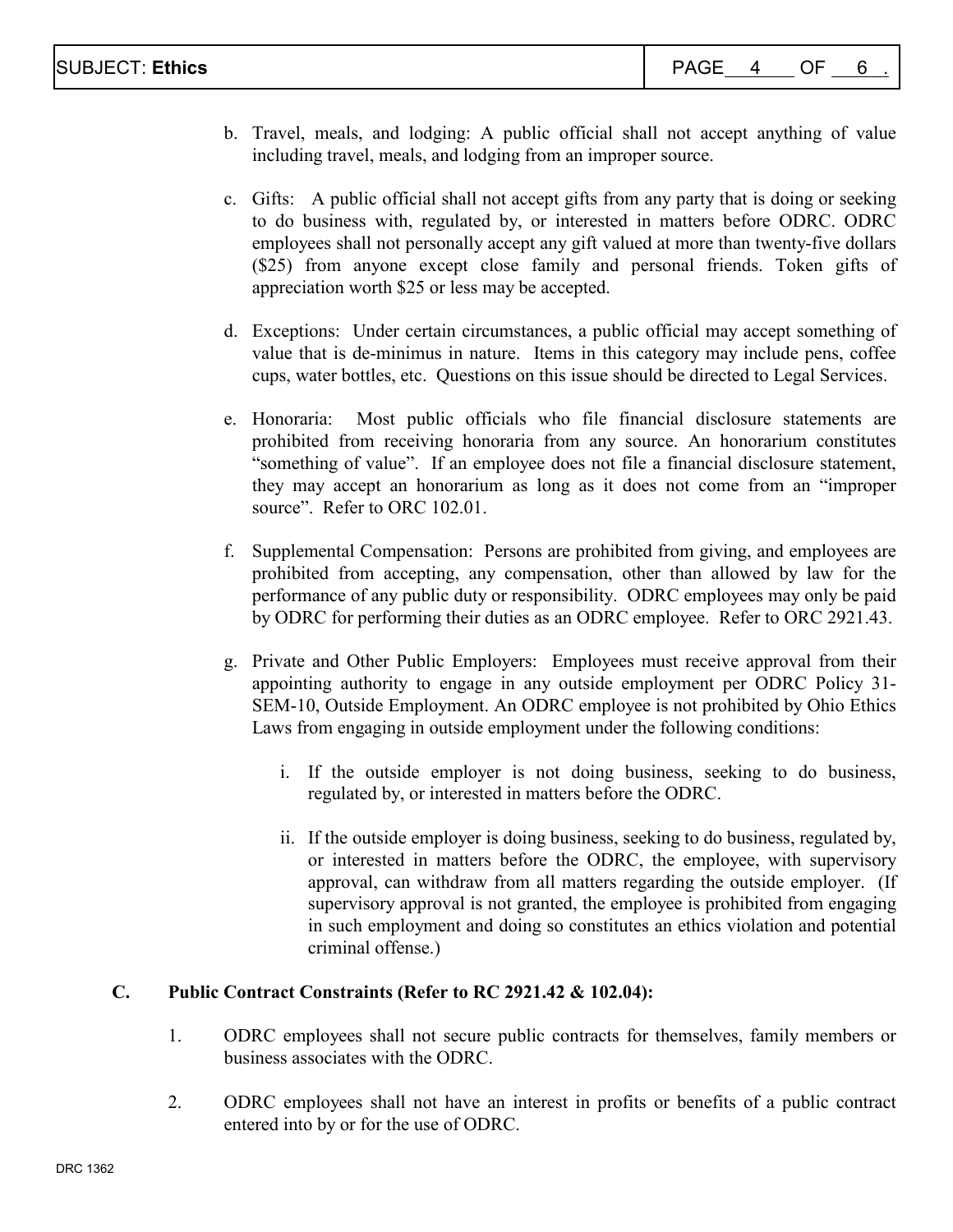b. Travel, meals, and lodging: A public official shall not accept anything of value including travel, meals, and lodging from an improper source.

c. Gifts: A public official shall not accept gifts from any party that is doing or seeking to do business with, regulated by, or interested in matters before ODRC. ODRC employees shall not personally accept any gift valued at more than twenty-five dollars ($25) from anyone except close family and personal friends. Token gifts of appreciation worth $25 or less may be accepted.

d. Exceptions: Under certain circumstances, a public official may accept something of value that is de-minimus in nature. Items in this category may include pens, coffee cups, water bottles, etc. Questions on this issue should be directed to Legal Services.

e. Honoraria: Most public officials who file financial disclosure statements are prohibited from receiving honoraria from any source. An honorarium constitutes "something of value". If an employee does not file a financial disclosure statement, they may accept an honorarium as long as it does not come from an "improper source". Refer to ORC 102.01.

f. Supplemental Compensation: Persons are prohibited from giving, and employees are prohibited from accepting, any compensation, other than allowed by law for the performance of any public duty or responsibility. ODRC employees may only be paid by ODRC for performing their duties as an ODRC employee. Refer to ORC 2921.43.

g. Private and Other Public Employers: Employees must receive approval from their appointing authority to engage in any outside employment per ODRC Policy 31-SEM-10, Outside Employment. An ODRC employee is not prohibited by Ohio Ethics Laws from engaging in outside employment under the following conditions:

   i. If the outside employer is not doing business, seeking to do business, regulated by, or interested in matters before the ODRC.

   ii. If the outside employer is doing business, seeking to do business, regulated by, or interested in matters before the ODRC, the employee, with supervisory approval, can withdraw from all matters regarding the outside employer. (If supervisory approval is not granted, the employee is prohibited from engaging in such employment and doing so constitutes an ethics violation and potential criminal offense.)

**C. Public Contract Constraints (Refer to RC 2921.42 & 102.04):**

1. ODRC employees shall not secure public contracts for themselves, family members or business associates with the ODRC.

2. ODRC employees shall not have an interest in profits or benefits of a public contract entered into by or for the use of ODRC.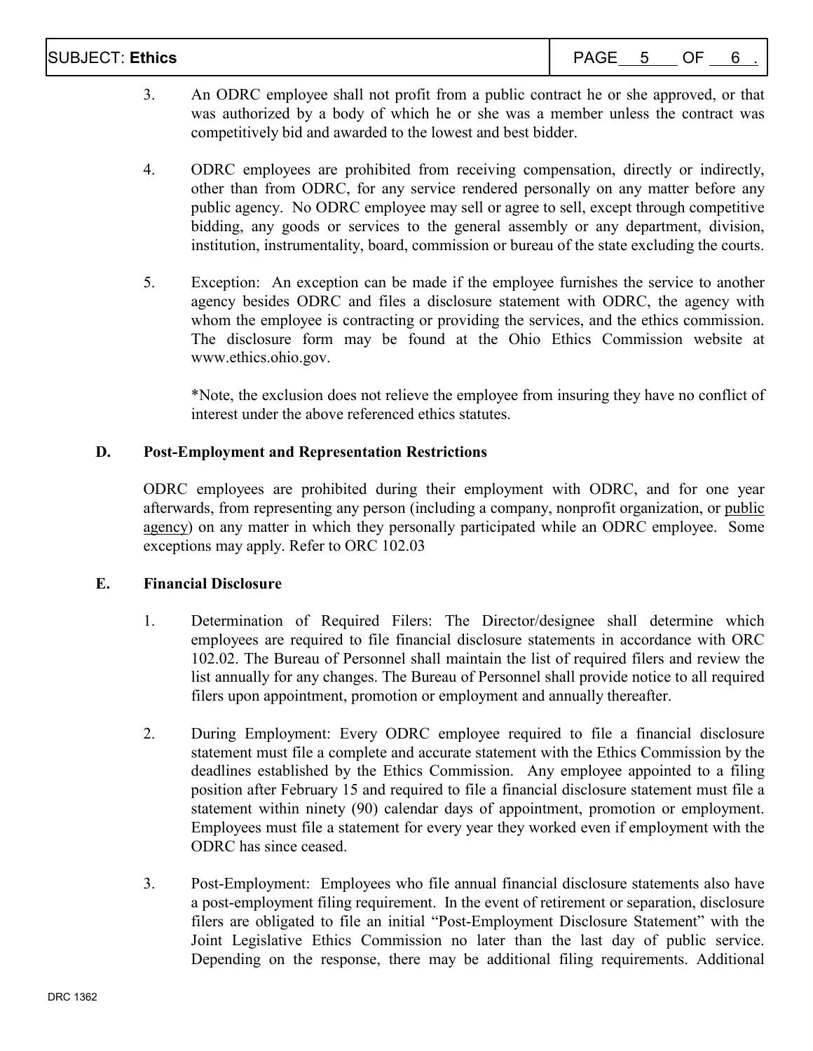3. An ODRC employee shall not profit from a public contract he or she approved, or that was authorized by a body of which he or she was a member unless the contract was competitively bid and awarded to the lowest and best bidder.

4. ODRC employees are prohibited from receiving compensation, directly or indirectly, other than from ODRC, for any service rendered personally on any matter before any public agency. No ODRC employee may sell or agree to sell, except through competitive bidding, any goods or services to the general assembly or any department, division, institution, instrumentality, board, commission or bureau of the state excluding the courts.

5. Exception: An exception can be made if the employee furnishes the service to another agency besides ODRC and files a disclosure statement with ODRC, the agency with whom the employee is contracting or providing the services, and the ethics commission. The disclosure form may be found at the Ohio Ethics Commission website at www.ethics.ohio.gov.

   *Note, the exclusion does not relieve the employee from insuring they have no conflict of interest under the above referenced ethics statutes.

**D. Post-Employment and Representation Restrictions**

ODRC employees are prohibited during their employment with ODRC, and for one year afterwards, from representing any person (including a company, nonprofit organization, or public agency) on any matter in which they personally participated while an ODRC employee. Some exceptions may apply. Refer to ORC 102.03

**E. Financial Disclosure**

1. Determination of Required Filers: The Director/designee shall determine which employees are required to file financial disclosure statements in accordance with ORC 102.02. The Bureau of Personnel shall maintain the list of required filers and review the list annually for any changes. The Bureau of Personnel shall provide notice to all required filers upon appointment, promotion or employment and annually thereafter.

2. During Employment: Every ODRC employee required to file a financial disclosure statement must file a complete and accurate statement with the Ethics Commission by the deadlines established by the Ethics Commission. Any employee appointed to a filing position after February 15 and required to file a financial disclosure statement must file a statement within ninety (90) calendar days of appointment, promotion or employment. Employees must file a statement for every year they worked even if employment with the ODRC has since ceased.

3. Post-Employment: Employees who file annual financial disclosure statements also have a post-employment filing requirement. In the event of retirement or separation, disclosure filers are obligated to file an initial "Post-Employment Disclosure Statement" with the Joint Legislative Ethics Commission no later than the last day of public service. Depending on the response, there may be additional filing requirements. Additional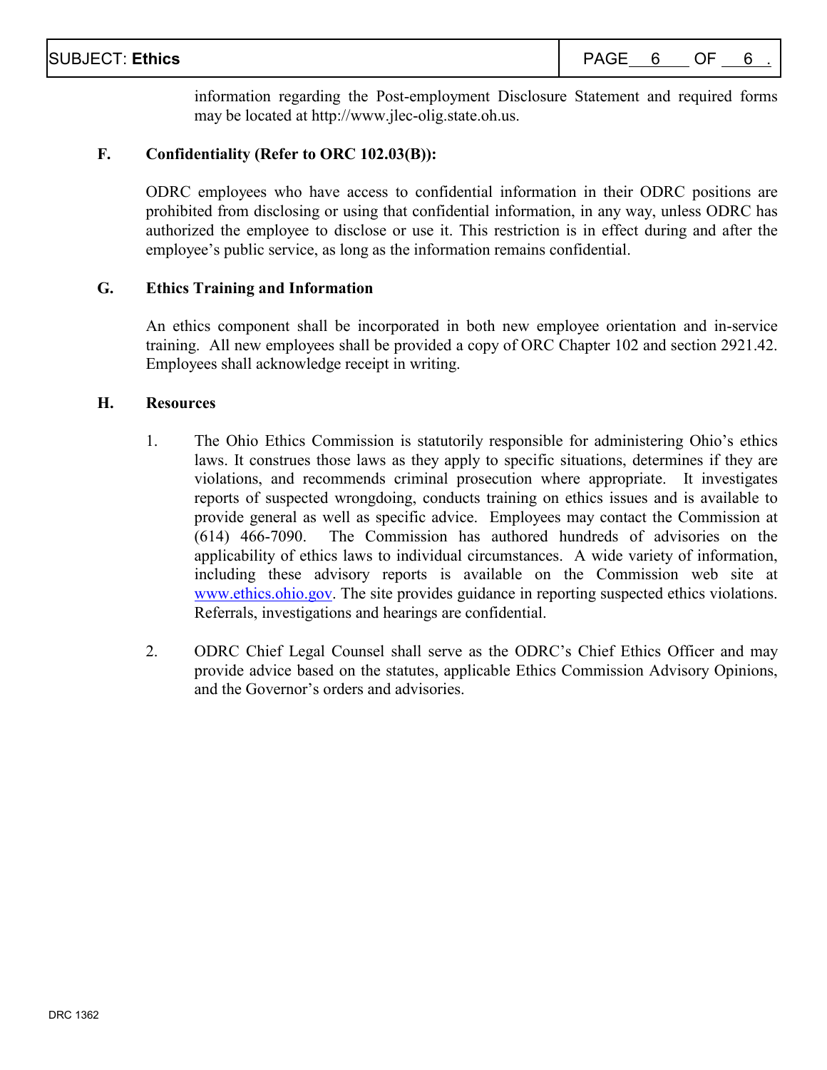information regarding the Post-employment Disclosure Statement and required forms may be located at http://www.jlec-olig.state.oh.us.

**F. Confidentiality (Refer to ORC 102.03(B)):**

ODRC employees who have access to confidential information in their ODRC positions are prohibited from disclosing or using that confidential information, in any way, unless ODRC has authorized the employee to disclose or use it. This restriction is in effect during and after the employee's public service, as long as the information remains confidential.

**G. Ethics Training and Information**

An ethics component shall be incorporated in both new employee orientation and in-service training. All new employees shall be provided a copy of ORC Chapter 102 and section 2921.42. Employees shall acknowledge receipt in writing.

**H. Resources**

1. The Ohio Ethics Commission is statutorily responsible for administering Ohio's ethics laws. It construes those laws as they apply to specific situations, determines if they are violations, and recommends criminal prosecution where appropriate. It investigates reports of suspected wrongdoing, conducts training on ethics issues and is available to provide general as well as specific advice. Employees may contact the Commission at (614) 466-7090. The Commission has authored hundreds of advisories on the applicability of ethics laws to individual circumstances. A wide variety of information, including these advisory reports is available on the Commission web site at www.ethics.ohio.gov. The site provides guidance in reporting suspected ethics violations. Referrals, investigations and hearings are confidential.

2. ODRC Chief Legal Counsel shall serve as the ODRC's Chief Ethics Officer and may provide advice based on the statutes, applicable Ethics Commission Advisory Opinions, and the Governor's orders and advisories.